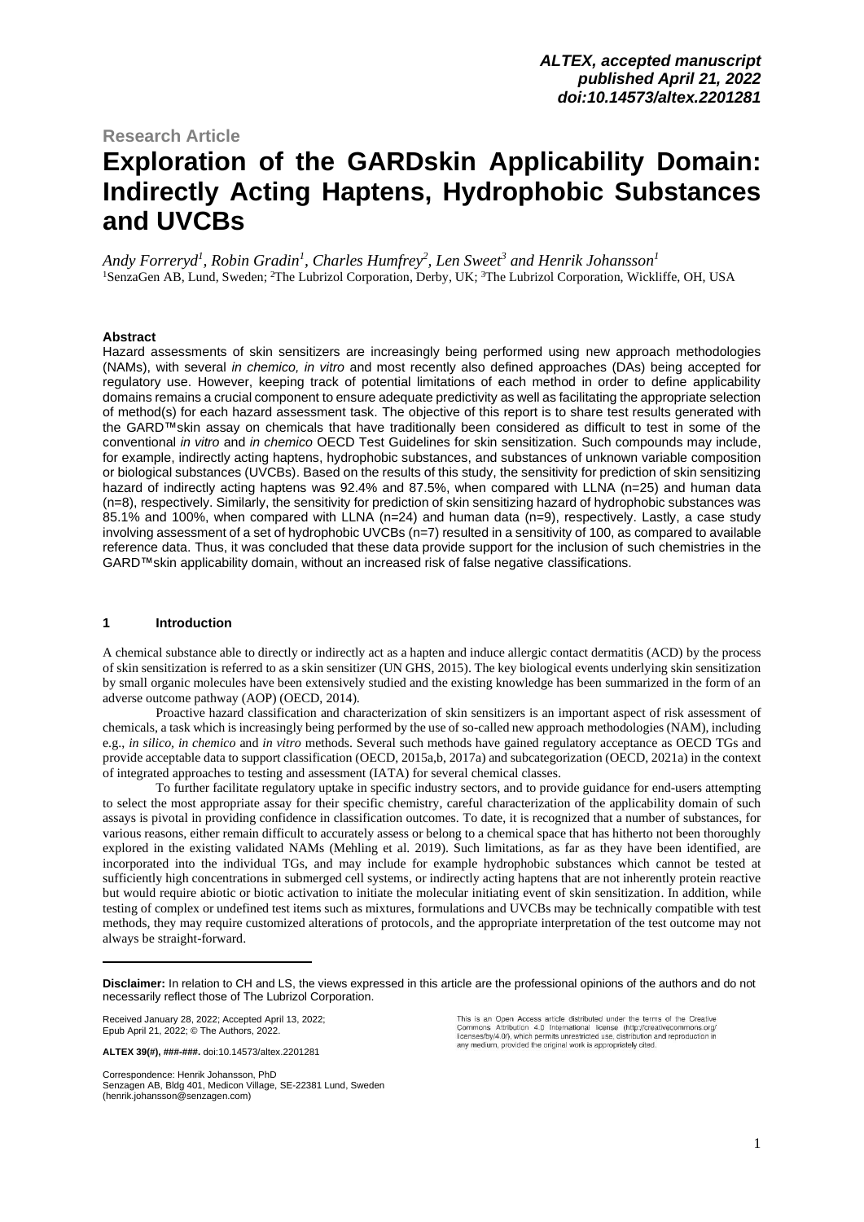**Research Article**

# Exploration of the GARDskin Applicability Domain: Indirectly Acting Haptens, Hydrophobic Substances and UVCBs

*Andy Forreryd[1], Robin Gradin[1], Charles Humfrey[2], Len Sweet[3] and Henrik Johansson[1]*

[1]SenzaGen AB, Lund, Sweden; [2]The Lubrizol Corporation, Derby, UK; [3]The Lubrizol Corporation, Wickliffe, OH, USA

### Abstract

Hazard assessments of skin sensitizers are increasingly being performed using new approach methodologies (NAMs), with several *in chemico, in vitro* and most recently also defined approaches (DAs) being accepted for regulatory use. However, keeping track of potential limitations of each method in order to define applicability domains remains a crucial component to ensure adequate predictivity as well as facilitating the appropriate selection of method(s) for each hazard assessment task. The objective of this report is to share test results generated with the GARD™skin assay on chemicals that have traditionally been considered as difficult to test in some of the conventional *in vitro* and *in chemico* OECD Test Guidelines for skin sensitization. Such compounds may include, for example, indirectly acting haptens, hydrophobic substances, and substances of unknown variable composition or biological substances (UVCBs). Based on the results of this study, the sensitivity for prediction of skin sensitizing hazard of indirectly acting haptens was 92.4% and 87.5%, when compared with LLNA (n=25) and human data (n=8), respectively. Similarly, the sensitivity for prediction of skin sensitizing hazard of hydrophobic substances was 85.1% and 100%, when compared with LLNA (n=24) and human data (n=9), respectively. Lastly, a case study involving assessment of a set of hydrophobic UVCBs (n=7) resulted in a sensitivity of 100, as compared to available reference data. Thus, it was concluded that these data provide support for the inclusion of such chemistries in the GARD™skin applicability domain, without an increased risk of false negative classifications.

## 1 Introduction

A chemical substance able to directly or indirectly act as a hapten and induce allergic contact dermatitis (ACD) by the process of skin sensitization is referred to as a skin sensitizer (UN GHS, 2015). The key biological events underlying skin sensitization by small organic molecules have been extensively studied and the existing knowledge has been summarized in the form of an adverse outcome pathway (AOP) (OECD, 2014).

Proactive hazard classification and characterization of skin sensitizers is an important aspect of risk assessment of chemicals, a task which is increasingly being performed by the use of so-called new approach methodologies (NAM), including e.g., *in silico, in chemico* and *in vitro* methods. Several such methods have gained regulatory acceptance as OECD TGs and provide acceptable data to support classification (OECD, 2015a,b, 2017a) and subcategorization (OECD, 2021a) in the context of integrated approaches to testing and assessment (IATA) for several chemical classes.

To further facilitate regulatory uptake in specific industry sectors, and to provide guidance for end-users attempting to select the most appropriate assay for their specific chemistry, careful characterization of the applicability domain of such assays is pivotal in providing confidence in classification outcomes. To date, it is recognized that a number of substances, for various reasons, either remain difficult to accurately assess or belong to a chemical space that has hitherto not been thoroughly explored in the existing validated NAMs (Mehling et al. 2019). Such limitations, as far as they have been identified, are incorporated into the individual TGs, and may include for example hydrophobic substances which cannot be tested at sufficiently high concentrations in submerged cell systems, or indirectly acting haptens that are not inherently protein reactive but would require abiotic or biotic activation to initiate the molecular initiating event of skin sensitization. In addition, while testing of complex or undefined test items such as mixtures, formulations and UVCBs may be technically compatible with test methods, they may require customized alterations of protocols, and the appropriate interpretation of the test outcome may not always be straight-forward.

---

**Disclaimer:** In relation to CH and LS, the views expressed in this article are the professional opinions of the authors and do not necessarily reflect those of The Lubrizol Corporation.

Received January 28, 2022; Accepted April 13, 2022; Epub April 21, 2022; © The Authors, 2022.

**ALTEX 39(#), ###-###.** doi:10.14573/altex.2201281

Correspondence: Henrik Johansson, PhD
Senzagen AB, Bldg 401, Medicon Village, SE-22381 Lund, Sweden
(henrik.johansson@senzagen.com)

This is an Open Access article distributed under the terms of the Creative Commons Attribution 4.0 International license (http://creativecommons.org/licenses/by/4.0/), which permits unrestricted use, distribution and reproduction in any medium, provided the original work is appropriately cited.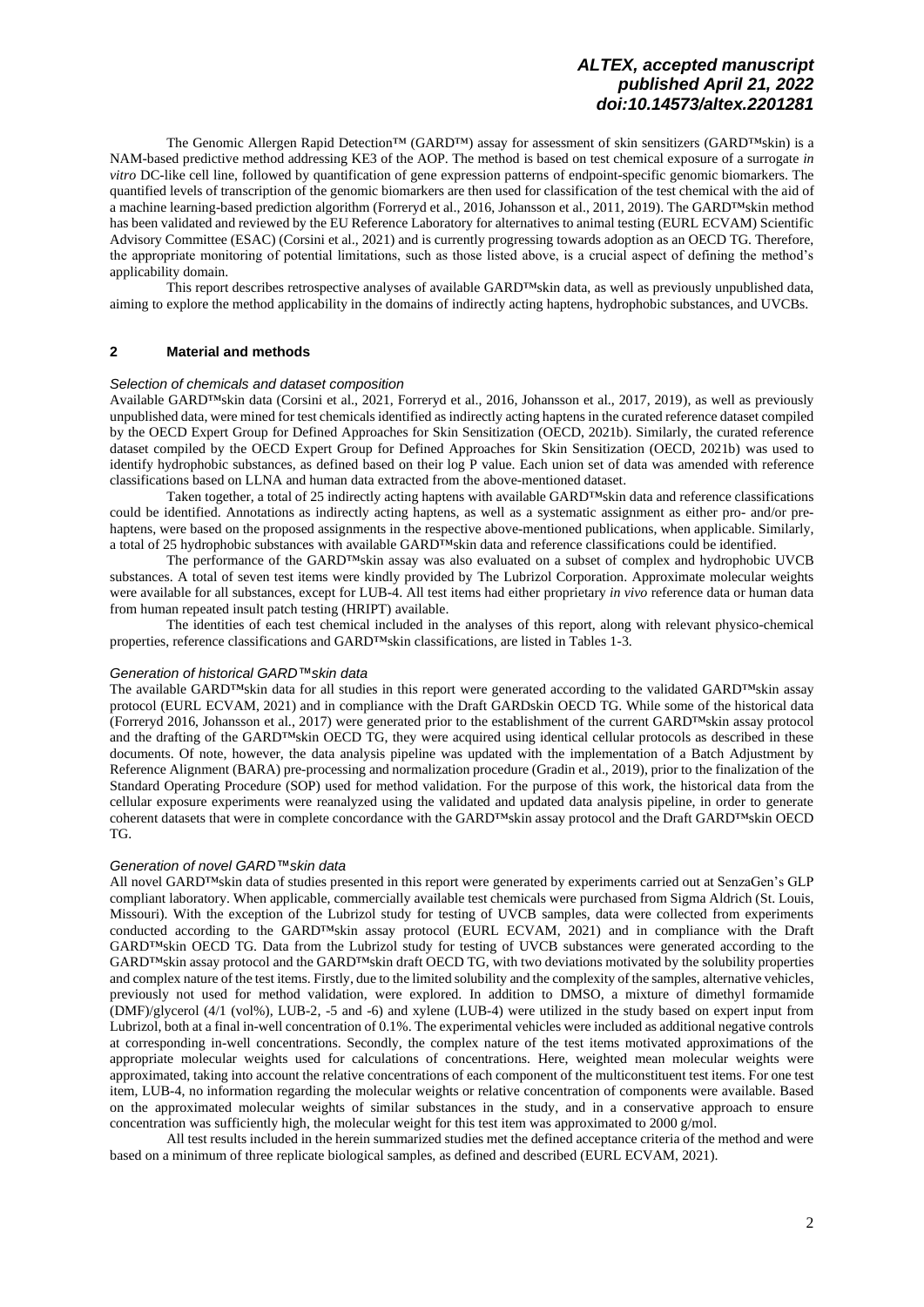The Genomic Allergen Rapid Detection™ (GARD™) assay for assessment of skin sensitizers (GARD™skin) is a NAM-based predictive method addressing KE3 of the AOP. The method is based on test chemical exposure of a surrogate *in vitro* DC-like cell line, followed by quantification of gene expression patterns of endpoint-specific genomic biomarkers. The quantified levels of transcription of the genomic biomarkers are then used for classification of the test chemical with the aid of a machine learning-based prediction algorithm (Forreryd et al., 2016, Johansson et al., 2011, 2019). The GARD™skin method has been validated and reviewed by the EU Reference Laboratory for alternatives to animal testing (EURL ECVAM) Scientific Advisory Committee (ESAC) (Corsini et al., 2021) and is currently progressing towards adoption as an OECD TG. Therefore, the appropriate monitoring of potential limitations, such as those listed above, is a crucial aspect of defining the method's applicability domain.

This report describes retrospective analyses of available GARD™skin data, as well as previously unpublished data, aiming to explore the method applicability in the domains of indirectly acting haptens, hydrophobic substances, and UVCBs.

## 2 Material and methods

### *Selection of chemicals and dataset composition*

Available GARD™skin data (Corsini et al., 2021, Forreryd et al., 2016, Johansson et al., 2017, 2019), as well as previously unpublished data, were mined for test chemicals identified as indirectly acting haptens in the curated reference dataset compiled by the OECD Expert Group for Defined Approaches for Skin Sensitization (OECD, 2021b). Similarly, the curated reference dataset compiled by the OECD Expert Group for Defined Approaches for Skin Sensitization (OECD, 2021b) was used to identify hydrophobic substances, as defined based on their log P value. Each union set of data was amended with reference classifications based on LLNA and human data extracted from the above-mentioned dataset.

Taken together, a total of 25 indirectly acting haptens with available GARD™skin data and reference classifications could be identified. Annotations as indirectly acting haptens, as well as a systematic assignment as either pro- and/or pre-haptens, were based on the proposed assignments in the respective above-mentioned publications, when applicable. Similarly, a total of 25 hydrophobic substances with available GARD™skin data and reference classifications could be identified.

The performance of the GARD™skin assay was also evaluated on a subset of complex and hydrophobic UVCB substances. A total of seven test items were kindly provided by The Lubrizol Corporation. Approximate molecular weights were available for all substances, except for LUB-4. All test items had either proprietary *in vivo* reference data or human data from human repeated insult patch testing (HRIPT) available.

The identities of each test chemical included in the analyses of this report, along with relevant physico-chemical properties, reference classifications and GARD™skin classifications, are listed in Tables 1-3.

### *Generation of historical GARD™skin data*

The available GARD™skin data for all studies in this report were generated according to the validated GARD™skin assay protocol (EURL ECVAM, 2021) and in compliance with the Draft GARDskin OECD TG. While some of the historical data (Forreryd 2016, Johansson et al., 2017) were generated prior to the establishment of the current GARD™skin assay protocol and the drafting of the GARD™skin OECD TG, they were acquired using identical cellular protocols as described in these documents. Of note, however, the data analysis pipeline was updated with the implementation of a Batch Adjustment by Reference Alignment (BARA) pre-processing and normalization procedure (Gradin et al., 2019), prior to the finalization of the Standard Operating Procedure (SOP) used for method validation. For the purpose of this work, the historical data from the cellular exposure experiments were reanalyzed using the validated and updated data analysis pipeline, in order to generate coherent datasets that were in complete concordance with the GARD™skin assay protocol and the Draft GARD™skin OECD TG.

### *Generation of novel GARD™skin data*

All novel GARD™skin data of studies presented in this report were generated by experiments carried out at SenzaGen's GLP compliant laboratory. When applicable, commercially available test chemicals were purchased from Sigma Aldrich (St. Louis, Missouri). With the exception of the Lubrizol study for testing of UVCB samples, data were collected from experiments conducted according to the GARD™skin assay protocol (EURL ECVAM, 2021) and in compliance with the Draft GARD™skin OECD TG. Data from the Lubrizol study for testing of UVCB substances were generated according to the GARD™skin assay protocol and the GARD™skin draft OECD TG, with two deviations motivated by the solubility properties and complex nature of the test items. Firstly, due to the limited solubility and the complexity of the samples, alternative vehicles, previously not used for method validation, were explored. In addition to DMSO, a mixture of dimethyl formamide (DMF)/glycerol (4/1 (vol%), LUB-2, -5 and -6) and xylene (LUB-4) were utilized in the study based on expert input from Lubrizol, both at a final in-well concentration of 0.1%. The experimental vehicles were included as additional negative controls at corresponding in-well concentrations. Secondly, the complex nature of the test items motivated approximations of the appropriate molecular weights used for calculations of concentrations. Here, weighted mean molecular weights were approximated, taking into account the relative concentrations of each component of the multiconstituent test items. For one test item, LUB-4, no information regarding the molecular weights or relative concentration of components were available. Based on the approximated molecular weights of similar substances in the study, and in a conservative approach to ensure concentration was sufficiently high, the molecular weight for this test item was approximated to 2000 g/mol.

All test results included in the herein summarized studies met the defined acceptance criteria of the method and were based on a minimum of three replicate biological samples, as defined and described (EURL ECVAM, 2021).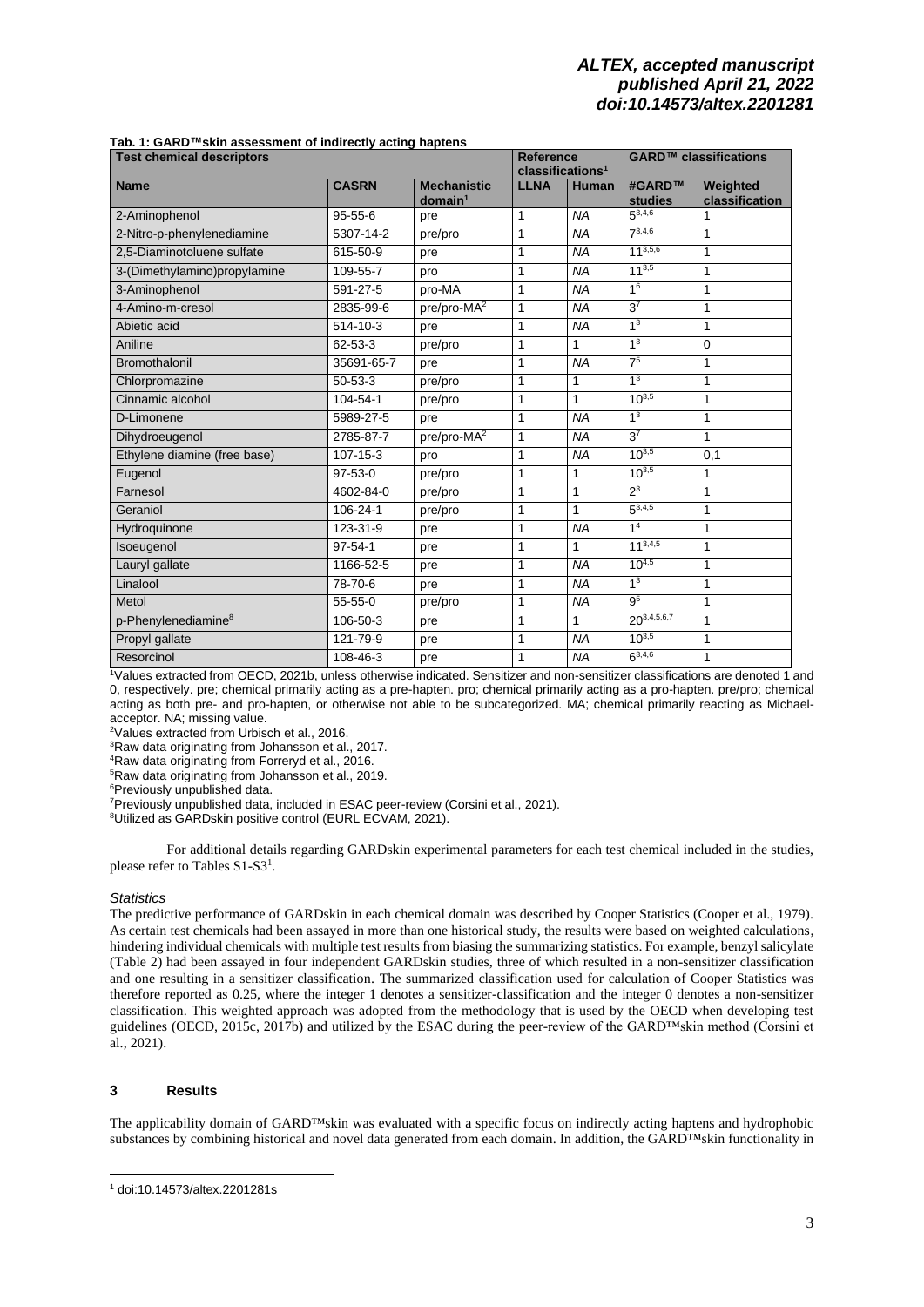**Tab. 1: GARD™skin assessment of indirectly acting haptens**

| Test chemical descriptors | | | Reference classifications[1] | | GARD™ classifications | |
|---|---|---|---|---|---|---|
| **Name** | **CASRN** | **Mechanistic domain[1]** | **LLNA** | **Human** | **#GARD™ studies** | **Weighted classification** |
| 2-Aminophenol | 95-55-6 | pre | 1 | NA | 5[3,4,6] | 1 |
| 2-Nitro-p-phenylenediamine | 5307-14-2 | pre/pro | 1 | NA | 7[3,4,6] | 1 |
| 2,5-Diaminotoluene sulfate | 615-50-9 | pre | 1 | NA | 11[3,5,6] | 1 |
| 3-(Dimethylamino)propylamine | 109-55-7 | pro | 1 | NA | 11[3,5] | 1 |
| 3-Aminophenol | 591-27-5 | pro-MA | 1 | NA | 1[6] | 1 |
| 4-Amino-m-cresol | 2835-99-6 | pre/pro-MA[2] | 1 | NA | 3[7] | 1 |
| Abietic acid | 514-10-3 | pre | 1 | NA | 1[3] | 1 |
| Aniline | 62-53-3 | pre/pro | 1 | 1 | 1[3] | 0 |
| Bromothalonil | 35691-65-7 | pre | 1 | NA | 7[5] | 1 |
| Chlorpromazine | 50-53-3 | pre/pro | 1 | 1 | 1[3] | 1 |
| Cinnamic alcohol | 104-54-1 | pre/pro | 1 | 1 | 10[3,5] | 1 |
| D-Limonene | 5989-27-5 | pre | 1 | NA | 1[3] | 1 |
| Dihydroeugenol | 2785-87-7 | pre/pro-MA[2] | 1 | NA | 3[7] | 1 |
| Ethylene diamine (free base) | 107-15-3 | pro | 1 | NA | 10[3,5] | 0,1 |
| Eugenol | 97-53-0 | pre/pro | 1 | 1 | 10[3,5] | 1 |
| Farnesol | 4602-84-0 | pre/pro | 1 | 1 | 2[3] | 1 |
| Geraniol | 106-24-1 | pre/pro | 1 | 1 | 5[3,4,5] | 1 |
| Hydroquinone | 123-31-9 | pre | 1 | NA | 1[4] | 1 |
| Isoeugenol | 97-54-1 | pre | 1 | 1 | 11[3,4,5] | 1 |
| Lauryl gallate | 1166-52-5 | pre | 1 | NA | 10[4,5] | 1 |
| Linalool | 78-70-6 | pre | 1 | NA | 1[3] | 1 |
| Metol | 55-55-0 | pre/pro | 1 | NA | 9[5] | 1 |
| p-Phenylenediamine[8] | 106-50-3 | pre | 1 | 1 | 20[3,4,5,6,7] | 1 |
| Propyl gallate | 121-79-9 | pre | 1 | NA | 10[3,5] | 1 |
| Resorcinol | 108-46-3 | pre | 1 | NA | 6[3,4,6] | 1 |

[1]Values extracted from OECD, 2021b, unless otherwise indicated. Sensitizer and non-sensitizer classifications are denoted 1 and 0, respectively. pre; chemical primarily acting as a pre-hapten. pro; chemical primarily acting as a pro-hapten. pre/pro; chemical acting as both pre- and pro-hapten, or otherwise not able to be subcategorized. MA; chemical primarily reacting as Michael-acceptor. NA; missing value.
[2]Values extracted from Urbisch et al., 2016.
[3]Raw data originating from Johansson et al., 2017.
[4]Raw data originating from Forreryd et al., 2016.
[5]Raw data originating from Johansson et al., 2019.
[6]Previously unpublished data.
[7]Previously unpublished data, included in ESAC peer-review (Corsini et al., 2021).
[8]Utilized as GARDskin positive control (EURL ECVAM, 2021).

For additional details regarding GARDskin experimental parameters for each test chemical included in the studies, please refer to Tables S1-S3[1].

*Statistics*

The predictive performance of GARDskin in each chemical domain was described by Cooper Statistics (Cooper et al., 1979). As certain test chemicals had been assayed in more than one historical study, the results were based on weighted calculations, hindering individual chemicals with multiple test results from biasing the summarizing statistics. For example, benzyl salicylate (Table 2) had been assayed in four independent GARDskin studies, three of which resulted in a non-sensitizer classification and one resulting in a sensitizer classification. The summarized classification used for calculation of Cooper Statistics was therefore reported as 0.25, where the integer 1 denotes a sensitizer-classification and the integer 0 denotes a non-sensitizer classification. This weighted approach was adopted from the methodology that is used by the OECD when developing test guidelines (OECD, 2015c, 2017b) and utilized by the ESAC during the peer-review of the GARD™skin method (Corsini et al., 2021).

## 3 Results

The applicability domain of GARD™skin was evaluated with a specific focus on indirectly acting haptens and hydrophobic substances by combining historical and novel data generated from each domain. In addition, the GARD™skin functionality in

[1] doi:10.14573/altex.2201281s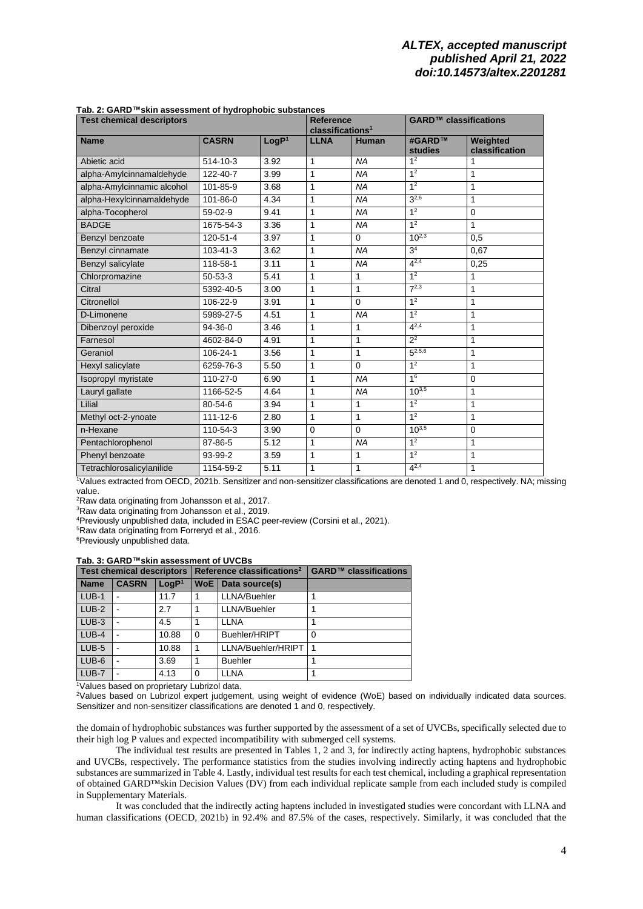**Tab. 2: GARD™skin assessment of hydrophobic substances**

| Test chemical descriptors | | | Reference classifications[1] | | GARD™ classifications | |
|---|---|---|---|---|---|---|
| **Name** | **CASRN** | **LogP[1]** | **LLNA** | **Human** | **#GARD™ studies** | **Weighted classification** |
| Abietic acid | 514-10-3 | 3.92 | 1 | *NA* | 1[2] | 1 |
| alpha-Amylcinnamaldehyde | 122-40-7 | 3.99 | 1 | *NA* | 1[2] | 1 |
| alpha-Amylcinnamic alcohol | 101-85-9 | 3.68 | 1 | *NA* | 1[2] | 1 |
| alpha-Hexylcinnamaldehyde | 101-86-0 | 4.34 | 1 | *NA* | 3[2,6] | 1 |
| alpha-Tocopherol | 59-02-9 | 9.41 | 1 | *NA* | 1[2] | 0 |
| BADGE | 1675-54-3 | 3.36 | 1 | *NA* | 1[2] | 1 |
| Benzyl benzoate | 120-51-4 | 3.97 | 1 | 0 | 10[2,3] | 0,5 |
| Benzyl cinnamate | 103-41-3 | 3.62 | 1 | *NA* | 3[4] | 0,67 |
| Benzyl salicylate | 118-58-1 | 3.11 | 1 | *NA* | 4[2,4] | 0,25 |
| Chlorpromazine | 50-53-3 | 5.41 | 1 | 1 | 1[2] | 1 |
| Citral | 5392-40-5 | 3.00 | 1 | 1 | 7[2,3] | 1 |
| Citronellol | 106-22-9 | 3.91 | 1 | 0 | 1[2] | 1 |
| D-Limonene | 5989-27-5 | 4.51 | 1 | *NA* | 1[2] | 1 |
| Dibenzoyl peroxide | 94-36-0 | 3.46 | 1 | 1 | 4[2,4] | 1 |
| Farnesol | 4602-84-0 | 4.91 | 1 | 1 | 2[2] | 1 |
| Geraniol | 106-24-1 | 3.56 | 1 | 1 | 5[2,5,6] | 1 |
| Hexyl salicylate | 6259-76-3 | 5.50 | 1 | 0 | 1[2] | 1 |
| Isopropyl myristate | 110-27-0 | 6.90 | 1 | *NA* | 1[6] | 0 |
| Lauryl gallate | 1166-52-5 | 4.64 | 1 | *NA* | 10[3,5] | 1 |
| Lilial | 80-54-6 | 3.94 | 1 | 1 | 1[2] | 1 |
| Methyl oct-2-ynoate | 111-12-6 | 2.80 | 1 | 1 | 1[2] | 1 |
| n-Hexane | 110-54-3 | 3.90 | 0 | 0 | 10[3,5] | 0 |
| Pentachlorophenol | 87-86-5 | 5.12 | 1 | *NA* | 1[2] | 1 |
| Phenyl benzoate | 93-99-2 | 3.59 | 1 | 1 | 1[2] | 1 |
| Tetrachlorosalicylanilide | 1154-59-2 | 5.11 | 1 | 1 | 4[2,4] | 1 |

[1]Values extracted from OECD, 2021b. Sensitizer and non-sensitizer classifications are denoted 1 and 0, respectively. NA; missing value.
[2]Raw data originating from Johansson et al., 2017.
[3]Raw data originating from Johansson et al., 2019.
[4]Previously unpublished data, included in ESAC peer-review (Corsini et al., 2021).
[5]Raw data originating from Forreryd et al., 2016.
[6]Previously unpublished data.

**Tab. 3: GARD™skin assessment of UVCBs**

| Test chemical descriptors | | | Reference classifications[2] | | GARD™ classifications |
|---|---|---|---|---|---|
| **Name** | **CASRN** | **LogP[1]** | **WoE** | **Data source(s)** | |
| LUB-1 | - | 11.7 | 1 | LLNA/Buehler | 1 |
| LUB-2 | - | 2.7 | 1 | LLNA/Buehler | 1 |
| LUB-3 | - | 4.5 | 1 | LLNA | 1 |
| LUB-4 | - | 10.88 | 0 | Buehler/HRIPT | 0 |
| LUB-5 | - | 10.88 | 1 | LLNA/Buehler/HRIPT | 1 |
| LUB-6 | - | 3.69 | 1 | Buehler | 1 |
| LUB-7 | - | 4.13 | 0 | LLNA | 1 |

[1]Values based on proprietary Lubrizol data.
[2]Values based on Lubrizol expert judgement, using weight of evidence (WoE) based on individually indicated data sources. Sensitizer and non-sensitizer classifications are denoted 1 and 0, respectively.

the domain of hydrophobic substances was further supported by the assessment of a set of UVCBs, specifically selected due to their high log P values and expected incompatibility with submerged cell systems.

The individual test results are presented in Tables 1, 2 and 3, for indirectly acting haptens, hydrophobic substances and UVCBs, respectively. The performance statistics from the studies involving indirectly acting haptens and hydrophobic substances are summarized in Table 4. Lastly, individual test results for each test chemical, including a graphical representation of obtained GARD™skin Decision Values (DV) from each individual replicate sample from each included study is compiled in Supplementary Materials.

It was concluded that the indirectly acting haptens included in investigated studies were concordant with LLNA and human classifications (OECD, 2021b) in 92.4% and 87.5% of the cases, respectively. Similarly, it was concluded that the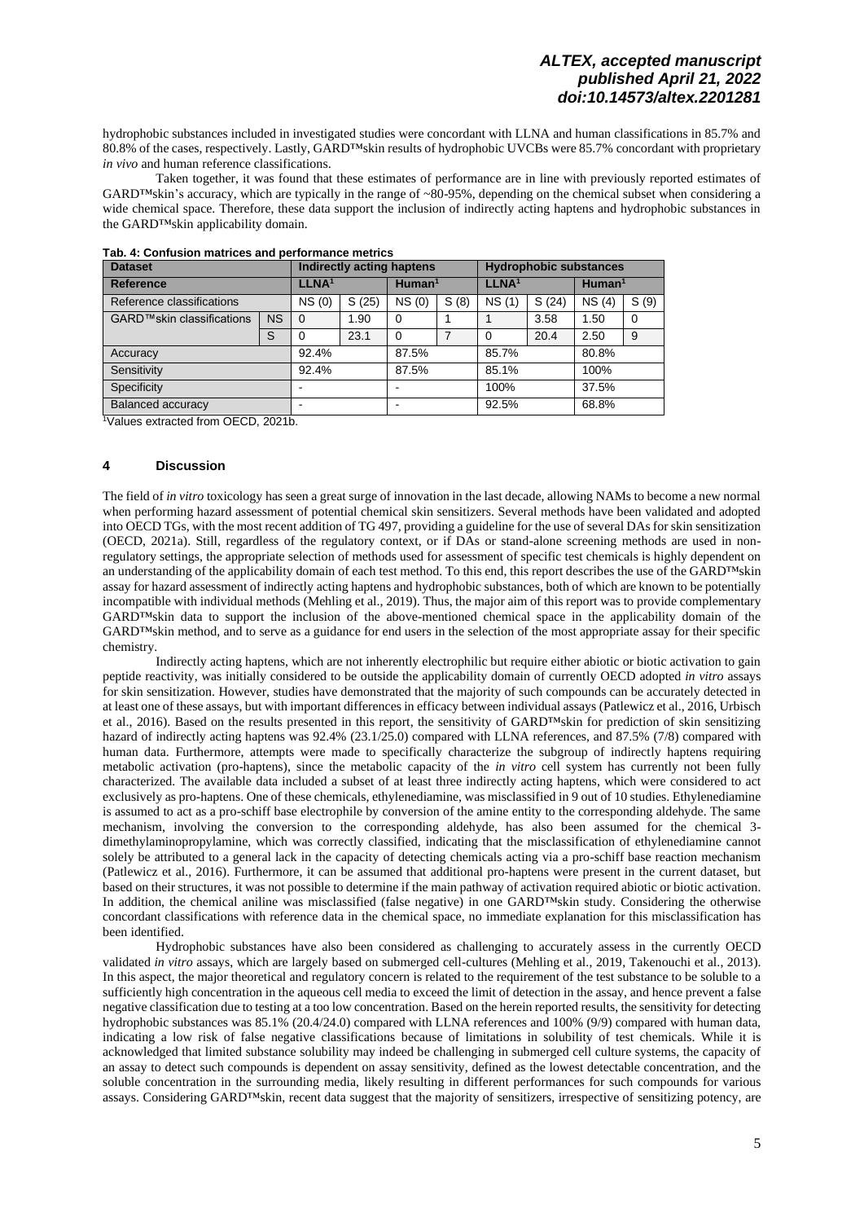hydrophobic substances included in investigated studies were concordant with LLNA and human classifications in 85.7% and 80.8% of the cases, respectively. Lastly, GARD™skin results of hydrophobic UVCBs were 85.7% concordant with proprietary *in vivo* and human reference classifications.

Taken together, it was found that these estimates of performance are in line with previously reported estimates of GARD™skin's accuracy, which are typically in the range of ~80-95%, depending on the chemical subset when considering a wide chemical space. Therefore, these data support the inclusion of indirectly acting haptens and hydrophobic substances in the GARD™skin applicability domain.

**Tab. 4: Confusion matrices and performance metrics**

| Dataset | | Indirectly acting haptens | | | | Hydrophobic substances | | | |
|---|---|---|---|---|---|---|---|---|---|
| Reference | | LLNA[1] | | Human[1] | | LLNA[1] | | Human[1] | |
| Reference classifications | | NS (0) | S (25) | NS (0) | S (8) | NS (1) | S (24) | NS (4) | S (9) |
| GARD™skin classifications | NS | 0 | 1.90 | 0 | 1 | 1 | 3.58 | 1.50 | 0 |
| | S | 0 | 23.1 | 0 | 7 | 0 | 20.4 | 2.50 | 9 |
| Accuracy | | 92.4% | | 87.5% | | 85.7% | | 80.8% | |
| Sensitivity | | 92.4% | | 87.5% | | 85.1% | | 100% | |
| Specificity | | - | | - | | 100% | | 37.5% | |
| Balanced accuracy | | - | | - | | 92.5% | | 68.8% | |

[1]Values extracted from OECD, 2021b.

## 4 Discussion

The field of *in vitro* toxicology has seen a great surge of innovation in the last decade, allowing NAMs to become a new normal when performing hazard assessment of potential chemical skin sensitizers. Several methods have been validated and adopted into OECD TGs, with the most recent addition of TG 497, providing a guideline for the use of several DAs for skin sensitization (OECD, 2021a). Still, regardless of the regulatory context, or if DAs or stand-alone screening methods are used in non-regulatory settings, the appropriate selection of methods used for assessment of specific test chemicals is highly dependent on an understanding of the applicability domain of each test method. To this end, this report describes the use of the GARD™skin assay for hazard assessment of indirectly acting haptens and hydrophobic substances, both of which are known to be potentially incompatible with individual methods (Mehling et al., 2019). Thus, the major aim of this report was to provide complementary GARD™skin data to support the inclusion of the above-mentioned chemical space in the applicability domain of the GARD™skin method, and to serve as a guidance for end users in the selection of the most appropriate assay for their specific chemistry.

Indirectly acting haptens, which are not inherently electrophilic but require either abiotic or biotic activation to gain peptide reactivity, was initially considered to be outside the applicability domain of currently OECD adopted *in vitro* assays for skin sensitization. However, studies have demonstrated that the majority of such compounds can be accurately detected in at least one of these assays, but with important differences in efficacy between individual assays (Patlewicz et al., 2016, Urbisch et al., 2016). Based on the results presented in this report, the sensitivity of GARD™skin for prediction of skin sensitizing hazard of indirectly acting haptens was 92.4% (23.1/25.0) compared with LLNA references, and 87.5% (7/8) compared with human data. Furthermore, attempts were made to specifically characterize the subgroup of indirectly haptens requiring metabolic activation (pro-haptens), since the metabolic capacity of the *in vitro* cell system has currently not been fully characterized. The available data included a subset of at least three indirectly acting haptens, which were considered to act exclusively as pro-haptens. One of these chemicals, ethylenediamine, was misclassified in 9 out of 10 studies. Ethylenediamine is assumed to act as a pro-schiff base electrophile by conversion of the amine entity to the corresponding aldehyde. The same mechanism, involving the conversion to the corresponding aldehyde, has also been assumed for the chemical 3-dimethylaminopropylamine, which was correctly classified, indicating that the misclassification of ethylenediamine cannot solely be attributed to a general lack in the capacity of detecting chemicals acting via a pro-schiff base reaction mechanism (Patlewicz et al., 2016). Furthermore, it can be assumed that additional pro-haptens were present in the current dataset, but based on their structures, it was not possible to determine if the main pathway of activation required abiotic or biotic activation. In addition, the chemical aniline was misclassified (false negative) in one GARD™skin study. Considering the otherwise concordant classifications with reference data in the chemical space, no immediate explanation for this misclassification has been identified.

Hydrophobic substances have also been considered as challenging to accurately assess in the currently OECD validated *in vitro* assays, which are largely based on submerged cell-cultures (Mehling et al., 2019, Takenouchi et al., 2013). In this aspect, the major theoretical and regulatory concern is related to the requirement of the test substance to be soluble to a sufficiently high concentration in the aqueous cell media to exceed the limit of detection in the assay, and hence prevent a false negative classification due to testing at a too low concentration. Based on the herein reported results, the sensitivity for detecting hydrophobic substances was 85.1% (20.4/24.0) compared with LLNA references and 100% (9/9) compared with human data, indicating a low risk of false negative classifications because of limitations in solubility of test chemicals. While it is acknowledged that limited substance solubility may indeed be challenging in submerged cell culture systems, the capacity of an assay to detect such compounds is dependent on assay sensitivity, defined as the lowest detectable concentration, and the soluble concentration in the surrounding media, likely resulting in different performances for such compounds for various assays. Considering GARD™skin, recent data suggest that the majority of sensitizers, irrespective of sensitizing potency, are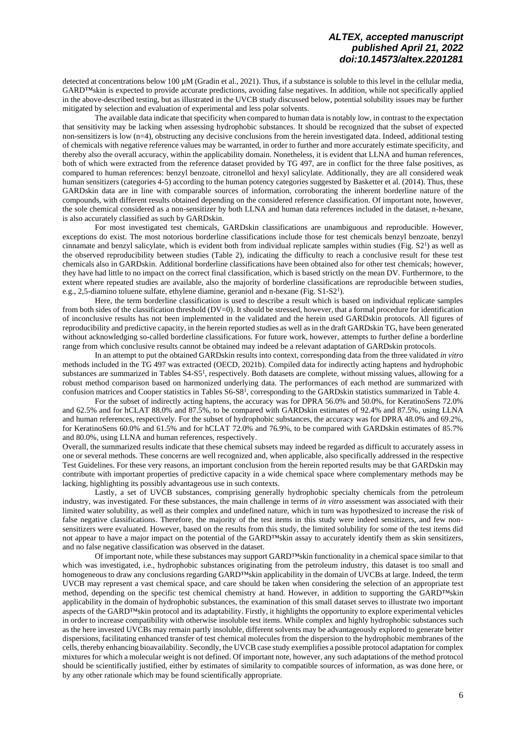detected at concentrations below 100 µM (Gradin et al., 2021). Thus, if a substance is soluble to this level in the cellular media, GARD™skin is expected to provide accurate predictions, avoiding false negatives. In addition, while not specifically applied in the above-described testing, but as illustrated in the UVCB study discussed below, potential solubility issues may be further mitigated by selection and evaluation of experimental and less polar solvents.

The available data indicate that specificity when compared to human data is notably low, in contrast to the expectation that sensitivity may be lacking when assessing hydrophobic substances. It should be recognized that the subset of expected non-sensitizers is low (n=4), obstructing any decisive conclusions from the herein investigated data. Indeed, additional testing of chemicals with negative reference values may be warranted, in order to further and more accurately estimate specificity, and thereby also the overall accuracy, within the applicability domain. Nonetheless, it is evident that LLNA and human references, both of which were extracted from the reference dataset provided by TG 497, are in conflict for the three false positives, as compared to human references: benzyl benzoate, citronellol and hexyl salicylate. Additionally, they are all considered weak human sensitizers (categories 4-5) according to the human potency categories suggested by Basketter et al. (2014). Thus, these GARDskin data are in line with comparable sources of information, corroborating the inherent borderline nature of the compounds, with different results obtained depending on the considered reference classification. Of important note, however, the sole chemical considered as a non-sensitizer by both LLNA and human data references included in the dataset, n-hexane, is also accurately classified as such by GARDskin.

For most investigated test chemicals, GARDskin classifications are unambiguous and reproducible. However, exceptions do exist. The most notorious borderline classifications include those for test chemicals benzyl benzoate, benzyl cinnamate and benzyl salicylate, which is evident both from individual replicate samples within studies (Fig. S2[1]) as well as the observed reproducibility between studies (Table 2), indicating the difficulty to reach a conclusive result for these test chemicals also in GARDskin. Additional borderline classifications have been obtained also for other test chemicals; however, they have had little to no impact on the correct final classification, which is based strictly on the mean DV. Furthermore, to the extent where repeated studies are available, also the majority of borderline classifications are reproducible between studies, e.g., 2,5-diamino toluene sulfate, ethylene diamine, geraniol and n-hexane (Fig. S1-S2[1]).

Here, the term borderline classification is used to describe a result which is based on individual replicate samples from both sides of the classification threshold (DV=0). It should be stressed, however, that a formal procedure for identification of inconclusive results has not been implemented in the validated and the herein used GARDskin protocols. All figures of reproducibility and predictive capacity, in the herein reported studies as well as in the draft GARDskin TG, have been generated without acknowledging so-called borderline classifications. For future work, however, attempts to further define a borderline range from which conclusive results cannot be obtained may indeed be a relevant adaptation of GARDskin protocols.

In an attempt to put the obtained GARDskin results into context, corresponding data from the three validated *in vitro* methods included in the TG 497 was extracted (OECD, 2021b). Compiled data for indirectly acting haptens and hydrophobic substances are summarized in Tables S4-S5[1], respectively. Both datasets are complete, without missing values, allowing for a robust method comparison based on harmonized underlying data. The performances of each method are summarized with confusion matrices and Cooper statistics in Tables S6-S8[1], corresponding to the GARDskin statistics summarized in Table 4.

For the subset of indirectly acting haptens, the accuracy was for DPRA 56.0% and 50.0%, for KeratinoSens 72.0% and 62.5% and for hCLAT 88.0% and 87.5%, to be compared with GARDskin estimates of 92.4% and 87.5%, using LLNA and human references, respectively. For the subset of hydrophobic substances, the accuracy was for DPRA 48.0% and 69.2%, for KeratinoSens 60.0% and 61.5% and for hCLAT 72.0% and 76.9%, to be compared with GARDskin estimates of 85.7% and 80.0%, using LLNA and human references, respectively.

Overall, the summarized results indicate that these chemical subsets may indeed be regarded as difficult to accurately assess in one or several methods. These concerns are well recognized and, when applicable, also specifically addressed in the respective Test Guidelines. For these very reasons, an important conclusion from the herein reported results may be that GARDskin may contribute with important properties of predictive capacity in a wide chemical space where complementary methods may be lacking, highlighting its possibly advantageous use in such contexts.

Lastly, a set of UVCB substances, comprising generally hydrophobic specialty chemicals from the petroleum industry, was investigated. For these substances, the main challenge in terms of *in vitro* assessment was associated with their limited water solubility, as well as their complex and undefined nature, which in turn was hypothesized to increase the risk of false negative classifications. Therefore, the majority of the test items in this study were indeed sensitizers, and few non-sensitizers were evaluated. However, based on the results from this study, the limited solubility for some of the test items did not appear to have a major impact on the potential of the GARD™skin assay to accurately identify them as skin sensitizers, and no false negative classification was observed in the dataset.

Of important note, while these substances may support GARD™skin functionality in a chemical space similar to that which was investigated, i.e., hydrophobic substances originating from the petroleum industry, this dataset is too small and homogeneous to draw any conclusions regarding GARD™skin applicability in the domain of UVCBs at large. Indeed, the term UVCB may represent a vast chemical space, and care should be taken when considering the selection of an appropriate test method, depending on the specific test chemical chemistry at hand. However, in addition to supporting the GARD™skin applicability in the domain of hydrophobic substances, the examination of this small dataset serves to illustrate two important aspects of the GARD™skin protocol and its adaptability. Firstly, it highlights the opportunity to explore experimental vehicles in order to increase compatibility with otherwise insoluble test items. While complex and highly hydrophobic substances such as the here invested UVCBs may remain partly insoluble, different solvents may be advantageously explored to generate better dispersions, facilitating enhanced transfer of test chemical molecules from the dispersion to the hydrophobic membranes of the cells, thereby enhancing bioavailability. Secondly, the UVCB case study exemplifies a possible protocol adaptation for complex mixtures for which a molecular weight is not defined. Of important note, however, any such adaptations of the method protocol should be scientifically justified, either by estimates of similarity to compatible sources of information, as was done here, or by any other rationale which may be found scientifically appropriate.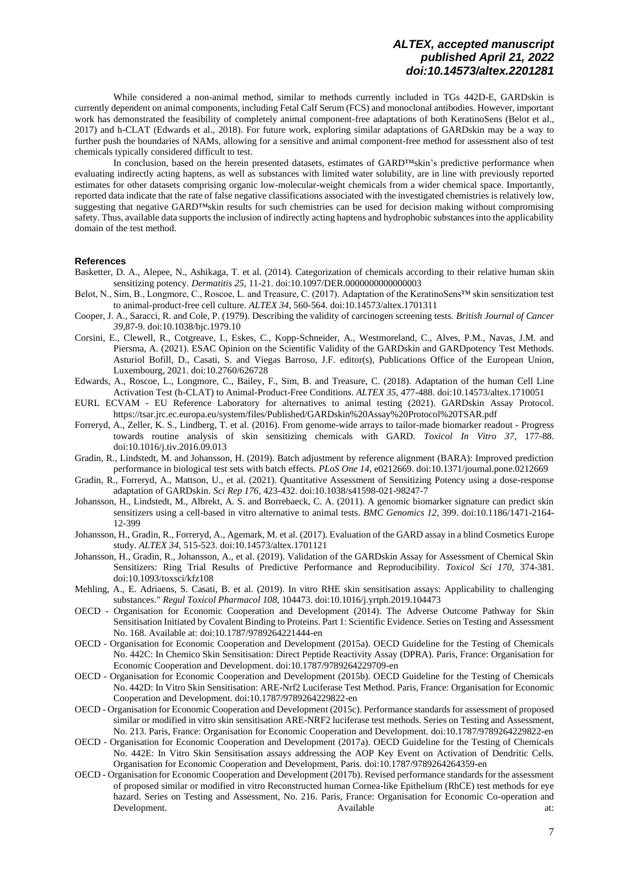While considered a non-animal method, similar to methods currently included in TGs 442D-E, GARDskin is currently dependent on animal components, including Fetal Calf Serum (FCS) and monoclonal antibodies. However, important work has demonstrated the feasibility of completely animal component-free adaptations of both KeratinoSens (Belot et al., 2017) and h-CLAT (Edwards et al., 2018). For future work, exploring similar adaptations of GARDskin may be a way to further push the boundaries of NAMs, allowing for a sensitive and animal component-free method for assessment also of test chemicals typically considered difficult to test.

In conclusion, based on the herein presented datasets, estimates of GARD™skin's predictive performance when evaluating indirectly acting haptens, as well as substances with limited water solubility, are in line with previously reported estimates for other datasets comprising organic low-molecular-weight chemicals from a wider chemical space. Importantly, reported data indicate that the rate of false negative classifications associated with the investigated chemistries is relatively low, suggesting that negative GARD™skin results for such chemistries can be used for decision making without compromising safety. Thus, available data supports the inclusion of indirectly acting haptens and hydrophobic substances into the applicability domain of the test method.

## References

Basketter, D. A., Alepee, N., Ashikaga, T. et al. (2014). Categorization of chemicals according to their relative human skin sensitizing potency. *Dermatitis 25*, 11-21. doi:10.1097/DER.0000000000000003

Belot, N., Sim, B., Longmore, C., Roscoe, L. and Treasure, C. (2017). Adaptation of the KeratinoSens™ skin sensitization test to animal-product-free cell culture. *ALTEX 34*, 560-564. doi:10.14573/altex.1701311

Cooper, J. A., Saracci, R. and Cole, P. (1979). Describing the validity of carcinogen screening tests. *British Journal of Cancer 39*,87-9. doi:10.1038/bjc.1979.10

Corsini, E., Clewell, R., Cotgreave, I., Eskes, C., Kopp-Schneider, A., Westmoreland, C., Alves, P.M., Navas, J.M. and Piersma, A. (2021). ESAC Opinion on the Scientific Validity of the GARDskin and GARDpotency Test Methods. Asturiol Bofill, D., Casati, S. and Viegas Barroso, J.F. editor(s), Publications Office of the European Union, Luxembourg, 2021. doi:10.2760/626728

Edwards, A., Roscoe, L., Longmore, C., Bailey, F., Sim, B. and Treasure, C. (2018). Adaptation of the human Cell Line Activation Test (h-CLAT) to Animal-Product-Free Conditions. *ALTEX 35*, 477-488. doi:10.14573/altex.1710051

EURL ECVAM - EU Reference Laboratory for alternatives to animal testing (2021). GARDskin Assay Protocol. https://tsar.jrc.ec.europa.eu/system/files/Published/GARDskin%20Assay%20Protocol%20TSAR.pdf

Forreryd, A., Zeller, K. S., Lindberg, T. et al. (2016). From genome-wide arrays to tailor-made biomarker readout - Progress towards routine analysis of skin sensitizing chemicals with GARD. *Toxicol In Vitro 37*, 177-88. doi:10.1016/j.tiv.2016.09.013

Gradin, R., Lindstedt, M. and Johansson, H. (2019). Batch adjustment by reference alignment (BARA): Improved prediction performance in biological test sets with batch effects. *PLoS One 14*, e0212669. doi:10.1371/journal.pone.0212669

Gradin, R., Forreryd, A., Mattson, U., et al. (2021). Quantitative Assessment of Sensitizing Potency using a dose-response adaptation of GARDskin. *Sci Rep 176*, 423-432. doi:10.1038/s41598-021-98247-7

Johansson, H., Lindstedt, M., Albrekt, A. S. and Borrebaeck, C. A. (2011). A genomic biomarker signature can predict skin sensitizers using a cell-based in vitro alternative to animal tests. *BMC Genomics 12*, 399. doi:10.1186/1471-2164-12-399

Johansson, H., Gradin, R., Forreryd, A., Agemark, M. et al. (2017). Evaluation of the GARD assay in a blind Cosmetics Europe study. *ALTEX 34*, 515-523. doi:10.14573/altex.1701121

Johansson, H., Gradin, R., Johansson, A., et al. (2019). Validation of the GARDskin Assay for Assessment of Chemical Skin Sensitizers: Ring Trial Results of Predictive Performance and Reproducibility. *Toxicol Sci 170*, 374-381. doi:10.1093/toxsci/kfz108

Mehling, A., E. Adriaens, S. Casati, B. et al. (2019). In vitro RHE skin sensitisation assays: Applicability to challenging substances." *Regul Toxicol Pharmacol 108*, 104473. doi:10.1016/j.yrtph.2019.104473

OECD - Organisation for Economic Cooperation and Development (2014). The Adverse Outcome Pathway for Skin Sensitisation Initiated by Covalent Binding to Proteins. Part 1: Scientific Evidence. Series on Testing and Assessment No. 168. Available at: doi:10.1787/9789264221444-en

OECD - Organisation for Economic Cooperation and Development (2015a). OECD Guideline for the Testing of Chemicals No. 442C: In Chemico Skin Sensitisation: Direct Peptide Reactivity Assay (DPRA). Paris, France: Organisation for Economic Cooperation and Development. doi:10.1787/9789264229709-en

OECD - Organisation for Economic Cooperation and Development (2015b). OECD Guideline for the Testing of Chemicals No. 442D: In Vitro Skin Sensitisation: ARE-Nrf2 Luciferase Test Method. Paris, France: Organisation for Economic Cooperation and Development. doi:10.1787/9789264229822-en

OECD - Organisation for Economic Cooperation and Development (2015c). Performance standards for assessment of proposed similar or modified in vitro skin sensitisation ARE-NRF2 luciferase test methods. Series on Testing and Assessment, No. 213. Paris, France: Organisation for Economic Cooperation and Development. doi:10.1787/9789264229822-en

OECD - Organisation for Economic Cooperation and Development (2017a). OECD Guideline for the Testing of Chemicals No. 442E: In Vitro Skin Sensitisation assays addressing the AOP Key Event on Activation of Dendritic Cells. Organisation for Economic Cooperation and Development, Paris. doi:10.1787/9789264264359-en

OECD - Organisation for Economic Cooperation and Development (2017b). Revised performance standards for the assessment of proposed similar or modified in vitro Reconstructed human Cornea-like Epithelium (RhCE) test methods for eye hazard. Series on Testing and Assessment, No. 216. Paris, France: Organisation for Economic Co-operation and Development. Available at: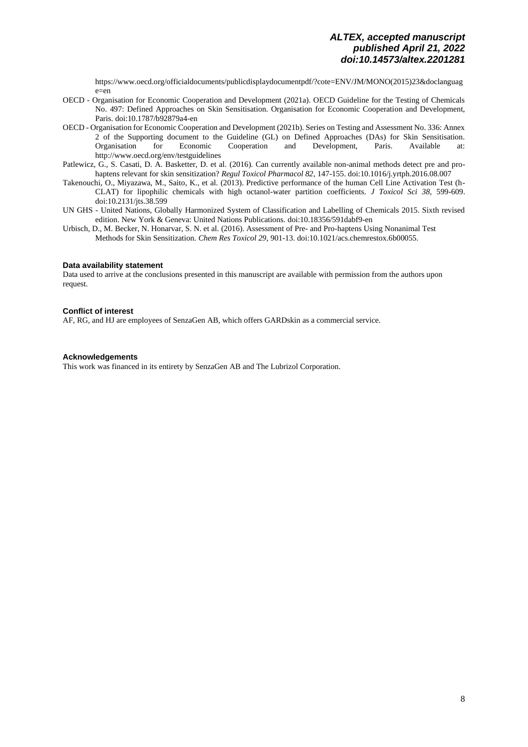https://www.oecd.org/officialdocuments/publicdisplaydocumentpdf/?cote=ENV/JM/MONO(2015)23&doclanguage=en

OECD - Organisation for Economic Cooperation and Development (2021a). OECD Guideline for the Testing of Chemicals No. 497: Defined Approaches on Skin Sensitisation. Organisation for Economic Cooperation and Development, Paris. doi:10.1787/b92879a4-en

OECD - Organisation for Economic Cooperation and Development (2021b). Series on Testing and Assessment No. 336: Annex 2 of the Supporting document to the Guideline (GL) on Defined Approaches (DAs) for Skin Sensitisation. Organisation for Economic Cooperation and Development, Paris. Available at: http://www.oecd.org/env/testguidelines

Patlewicz, G., S. Casati, D. A. Basketter, D. et al. (2016). Can currently available non-animal methods detect pre and pro-haptens relevant for skin sensitization? *Regul Toxicol Pharmacol 82*, 147-155. doi:10.1016/j.yrtph.2016.08.007

Takenouchi, O., Miyazawa, M., Saito, K., et al. (2013). Predictive performance of the human Cell Line Activation Test (h-CLAT) for lipophilic chemicals with high octanol-water partition coefficients. *J Toxicol Sci 38*, 599-609. doi:10.2131/jts.38.599

UN GHS - United Nations, Globally Harmonized System of Classification and Labelling of Chemicals 2015. Sixth revised edition. New York & Geneva: United Nations Publications. doi:10.18356/591dabf9-en

Urbisch, D., M. Becker, N. Honarvar, S. N. et al. (2016). Assessment of Pre- and Pro-haptens Using Nonanimal Test Methods for Skin Sensitization. *Chem Res Toxicol 29*, 901-13. doi:10.1021/acs.chemrestox.6b00055.

## Data availability statement

Data used to arrive at the conclusions presented in this manuscript are available with permission from the authors upon request.

## Conflict of interest

AF, RG, and HJ are employees of SenzaGen AB, which offers GARDskin as a commercial service.

## Acknowledgements

This work was financed in its entirety by SenzaGen AB and The Lubrizol Corporation.